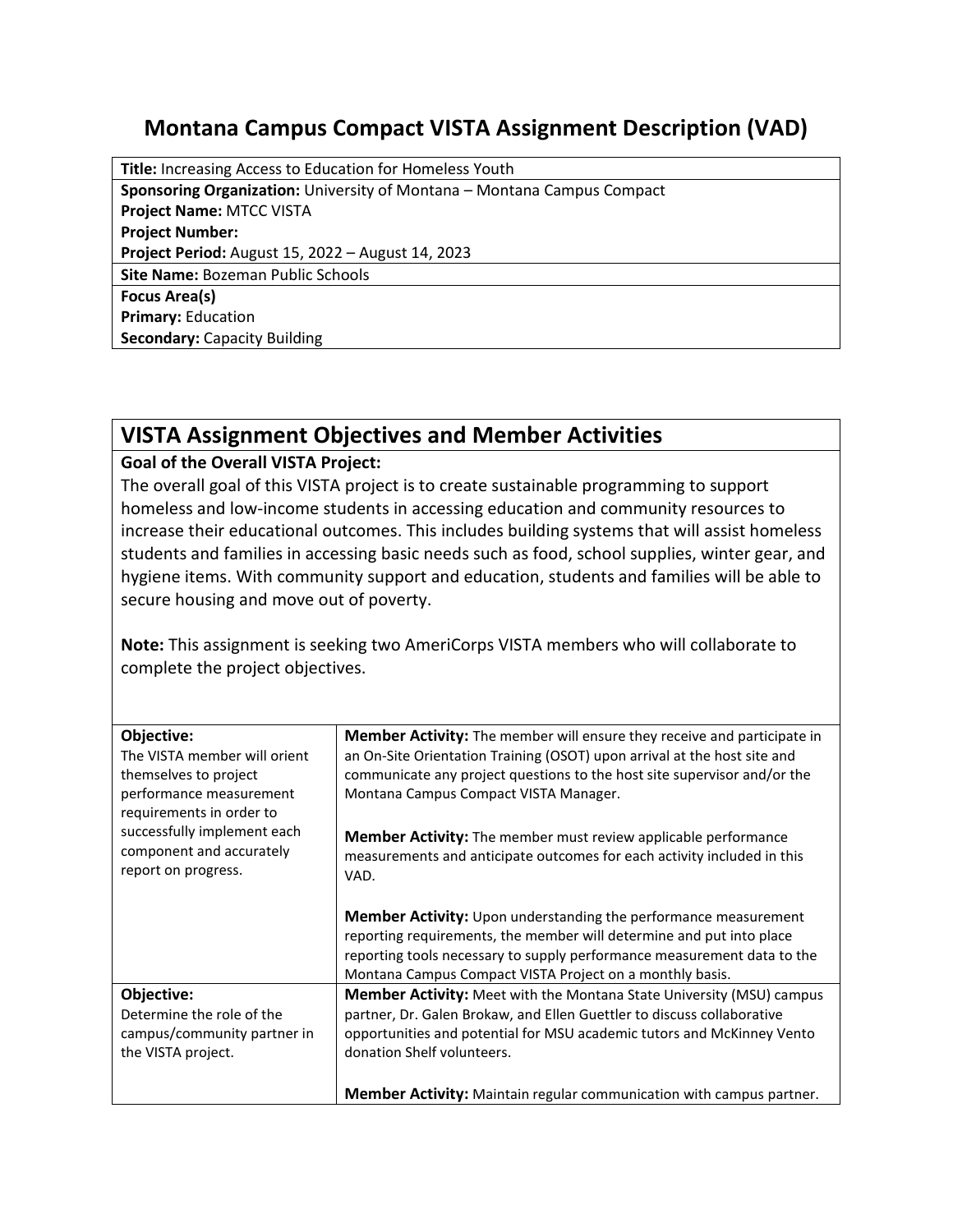# Montana Campus Compact VISTA Assignment Description (VAD)

| **Title:** Increasing Access to Education for Homeless Youth |
|---|
| **Sponsoring Organization:** University of Montana – Montana Campus Compact |
| **Project Name:** MTCC VISTA |
| **Project Number:** |
| **Project Period:** August 15, 2022 – August 14, 2023 |
| **Site Name:** Bozeman Public Schools |
| **Focus Area(s)** |
| **Primary:** Education |
| **Secondary:** Capacity Building |

## VISTA Assignment Objectives and Member Activities

**Goal of the Overall VISTA Project:**

The overall goal of this VISTA project is to create sustainable programming to support homeless and low-income students in accessing education and community resources to increase their educational outcomes. This includes building systems that will assist homeless students and families in accessing basic needs such as food, school supplies, winter gear, and hygiene items. With community support and education, students and families will be able to secure housing and move out of poverty.

**Note:** This assignment is seeking two AmeriCorps VISTA members who will collaborate to complete the project objectives.

| Objective | Member Activities |
|---|---|
| **Objective:** The VISTA member will orient themselves to project performance measurement requirements in order to successfully implement each component and accurately report on progress. | **Member Activity:** The member will ensure they receive and participate in an On-Site Orientation Training (OSOT) upon arrival at the host site and communicate any project questions to the host site supervisor and/or the Montana Campus Compact VISTA Manager.<br><br>**Member Activity:** The member must review applicable performance measurements and anticipate outcomes for each activity included in this VAD.<br><br>**Member Activity:** Upon understanding the performance measurement reporting requirements, the member will determine and put into place reporting tools necessary to supply performance measurement data to the Montana Campus Compact VISTA Project on a monthly basis. |
| **Objective:** Determine the role of the campus/community partner in the VISTA project. | **Member Activity:** Meet with the Montana State University (MSU) campus partner, Dr. Galen Brokaw, and Ellen Guettler to discuss collaborative opportunities and potential for MSU academic tutors and McKinney Vento donation Shelf volunteers.<br><br>**Member Activity:** Maintain regular communication with campus partner. |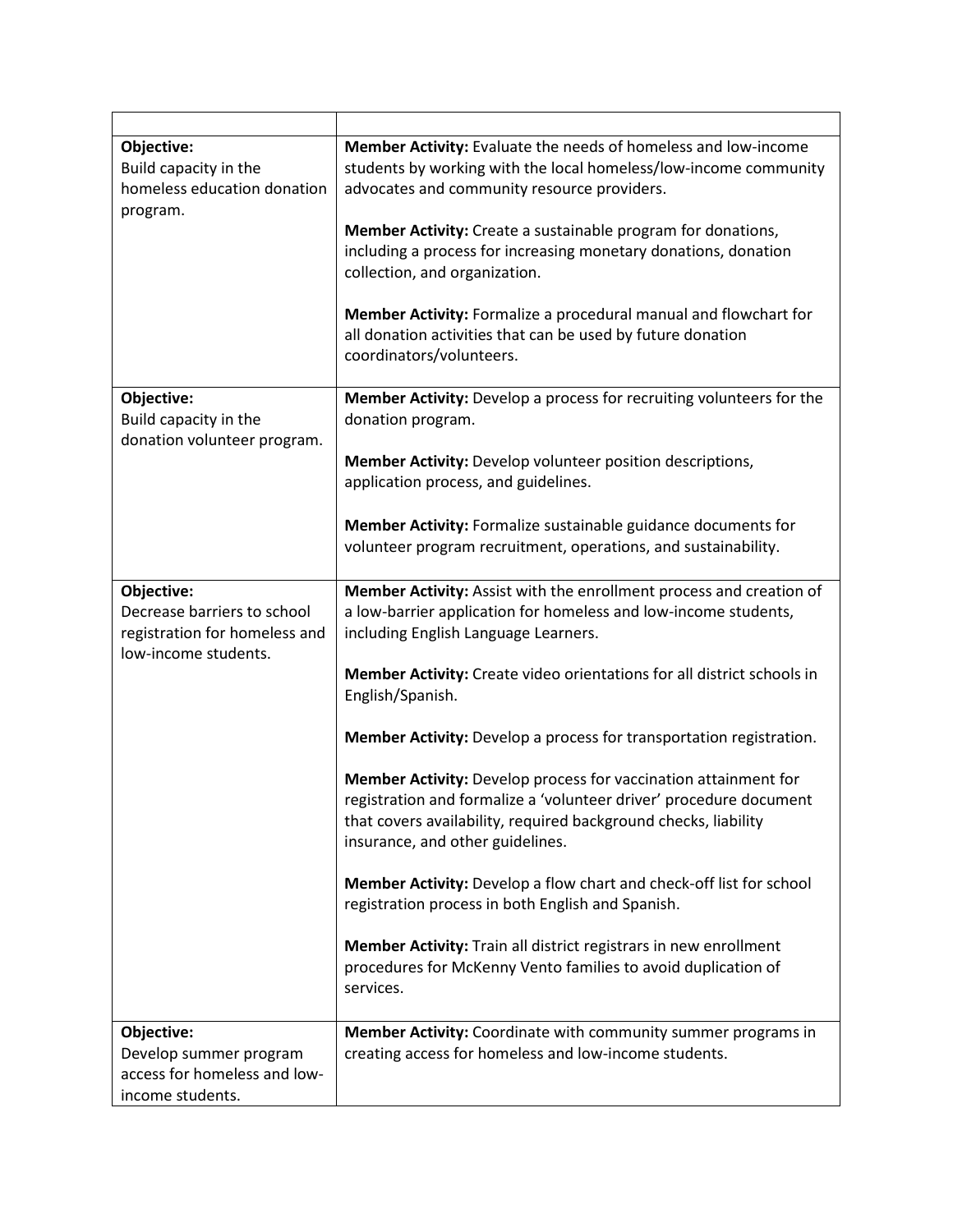| | |
|---|---|
| **Objective:**<br>Build capacity in the homeless education donation program. | **Member Activity:** Evaluate the needs of homeless and low-income students by working with the local homeless/low-income community advocates and community resource providers.<br><br>**Member Activity:** Create a sustainable program for donations, including a process for increasing monetary donations, donation collection, and organization.<br><br>**Member Activity:** Formalize a procedural manual and flowchart for all donation activities that can be used by future donation coordinators/volunteers. |
| **Objective:**<br>Build capacity in the donation volunteer program. | **Member Activity:** Develop a process for recruiting volunteers for the donation program.<br><br>**Member Activity:** Develop volunteer position descriptions, application process, and guidelines.<br><br>**Member Activity:** Formalize sustainable guidance documents for volunteer program recruitment, operations, and sustainability. |
| **Objective:**<br>Decrease barriers to school registration for homeless and low-income students. | **Member Activity:** Assist with the enrollment process and creation of a low-barrier application for homeless and low-income students, including English Language Learners.<br><br>**Member Activity:** Create video orientations for all district schools in English/Spanish.<br><br>**Member Activity:** Develop a process for transportation registration.<br><br>**Member Activity:** Develop process for vaccination attainment for registration and formalize a 'volunteer driver' procedure document that covers availability, required background checks, liability insurance, and other guidelines.<br><br>**Member Activity:** Develop a flow chart and check-off list for school registration process in both English and Spanish.<br><br>**Member Activity:** Train all district registrars in new enrollment procedures for McKenny Vento families to avoid duplication of services. |
| **Objective:**<br>Develop summer program access for homeless and low-income students. | **Member Activity:** Coordinate with community summer programs in creating access for homeless and low-income students. |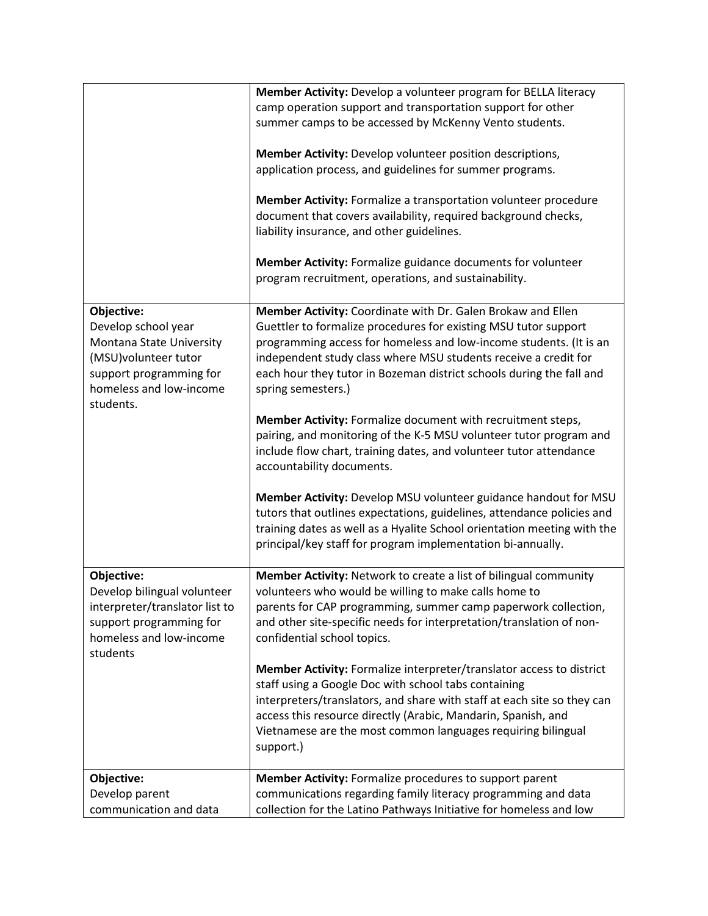| | |
|---|---|
| | **Member Activity:** Develop a volunteer program for BELLA literacy camp operation support and transportation support for other summer camps to be accessed by McKenny Vento students.<br><br>**Member Activity:** Develop volunteer position descriptions, application process, and guidelines for summer programs.<br><br>**Member Activity:** Formalize a transportation volunteer procedure document that covers availability, required background checks, liability insurance, and other guidelines.<br><br>**Member Activity:** Formalize guidance documents for volunteer program recruitment, operations, and sustainability. |
| **Objective:**<br>Develop school year Montana State University (MSU)volunteer tutor support programming for homeless and low-income students. | **Member Activity:** Coordinate with Dr. Galen Brokaw and Ellen Guettler to formalize procedures for existing MSU tutor support programming access for homeless and low-income students. (It is an independent study class where MSU students receive a credit for each hour they tutor in Bozeman district schools during the fall and spring semesters.)<br><br>**Member Activity:** Formalize document with recruitment steps, pairing, and monitoring of the K-5 MSU volunteer tutor program and include flow chart, training dates, and volunteer tutor attendance accountability documents.<br><br>**Member Activity:** Develop MSU volunteer guidance handout for MSU tutors that outlines expectations, guidelines, attendance policies and training dates as well as a Hyalite School orientation meeting with the principal/key staff for program implementation bi-annually. |
| **Objective:**<br>Develop bilingual volunteer interpreter/translator list to support programming for homeless and low-income students | **Member Activity:** Network to create a list of bilingual community volunteers who would be willing to make calls home to parents for CAP programming, summer camp paperwork collection, and other site-specific needs for interpretation/translation of non-confidential school topics.<br><br>**Member Activity:** Formalize interpreter/translator access to district staff using a Google Doc with school tabs containing interpreters/translators, and share with staff at each site so they can access this resource directly (Arabic, Mandarin, Spanish, and Vietnamese are the most common languages requiring bilingual support.) |
| **Objective:**<br>Develop parent communication and data | **Member Activity:** Formalize procedures to support parent communications regarding family literacy programming and data collection for the Latino Pathways Initiative for homeless and low |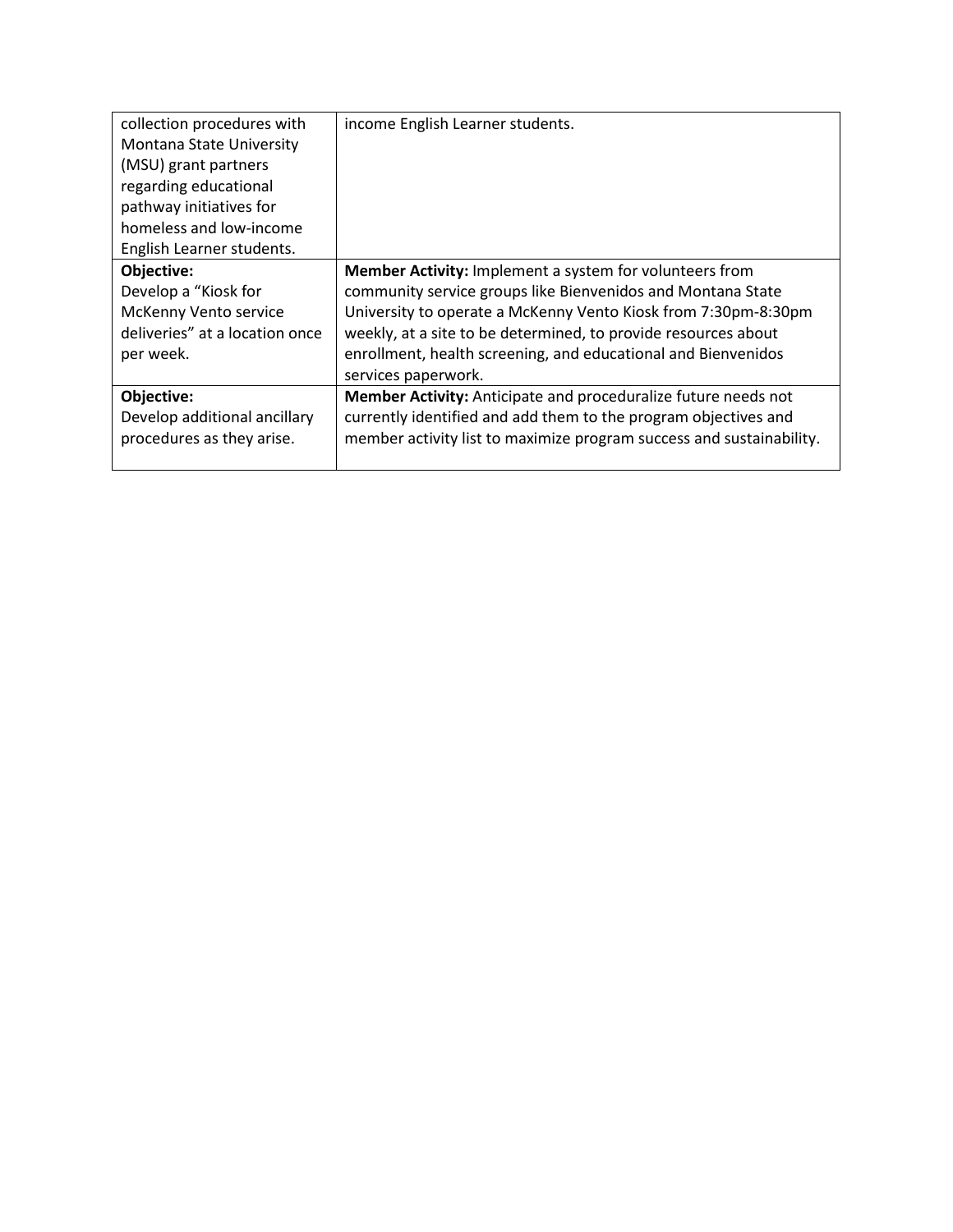| | |
|---|---|
| collection procedures with Montana State University (MSU) grant partners regarding educational pathway initiatives for homeless and low-income English Learner students. | income English Learner students. |
| **Objective:** Develop a "Kiosk for McKenny Vento service deliveries" at a location once per week. | **Member Activity:** Implement a system for volunteers from community service groups like Bienvenidos and Montana State University to operate a McKenny Vento Kiosk from 7:30pm-8:30pm weekly, at a site to be determined, to provide resources about enrollment, health screening, and educational and Bienvenidos services paperwork. |
| **Objective:** Develop additional ancillary procedures as they arise. | **Member Activity:** Anticipate and proceduralize future needs not currently identified and add them to the program objectives and member activity list to maximize program success and sustainability. |